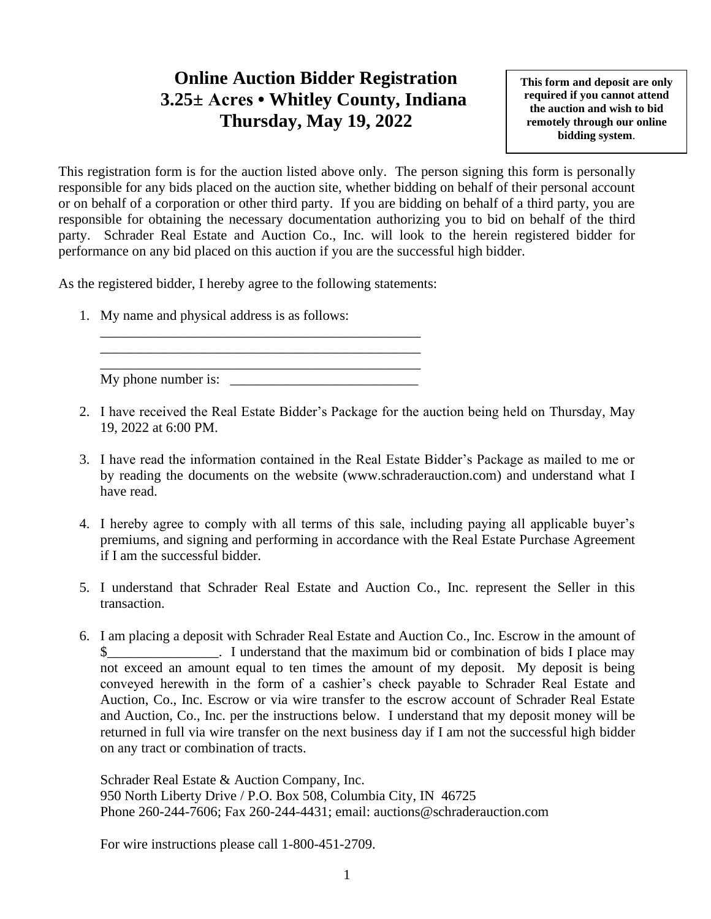# Online Auction Bidder Registration
# 3.25± Acres • Whitley County, Indiana
# Thursday, May 19, 2022

> **This form and deposit are only required if you cannot attend the auction and wish to bid remotely through our online bidding system**.

This registration form is for the auction listed above only. The person signing this form is personally responsible for any bids placed on the auction site, whether bidding on behalf of their personal account or on behalf of a corporation or other third party. If you are bidding on behalf of a third party, you are responsible for obtaining the necessary documentation authorizing you to bid on behalf of the third party. Schrader Real Estate and Auction Co., Inc. will look to the herein registered bidder for performance on any bid placed on this auction if you are the successful high bidder.

As the registered bidder, I hereby agree to the following statements:

1. My name and physical address is as follows:
   ________________________________________________
   ________________________________________________
   ________________________________________________
   My phone number is: ___________________________

2. I have received the Real Estate Bidder's Package for the auction being held on Thursday, May 19, 2022 at 6:00 PM.

3. I have read the information contained in the Real Estate Bidder's Package as mailed to me or by reading the documents on the website (www.schraderauction.com) and understand what I have read.

4. I hereby agree to comply with all terms of this sale, including paying all applicable buyer's premiums, and signing and performing in accordance with the Real Estate Purchase Agreement if I am the successful bidder.

5. I understand that Schrader Real Estate and Auction Co., Inc. represent the Seller in this transaction.

6. I am placing a deposit with Schrader Real Estate and Auction Co., Inc. Escrow in the amount of $________________. I understand that the maximum bid or combination of bids I place may not exceed an amount equal to ten times the amount of my deposit. My deposit is being conveyed herewith in the form of a cashier's check payable to Schrader Real Estate and Auction, Co., Inc. Escrow or via wire transfer to the escrow account of Schrader Real Estate and Auction, Co., Inc. per the instructions below. I understand that my deposit money will be returned in full via wire transfer on the next business day if I am not the successful high bidder on any tract or combination of tracts.

   Schrader Real Estate & Auction Company, Inc.
   950 North Liberty Drive / P.O. Box 508, Columbia City, IN 46725
   Phone 260-244-7606; Fax 260-244-4431; email: auctions@schraderauction.com

   For wire instructions please call 1-800-451-2709.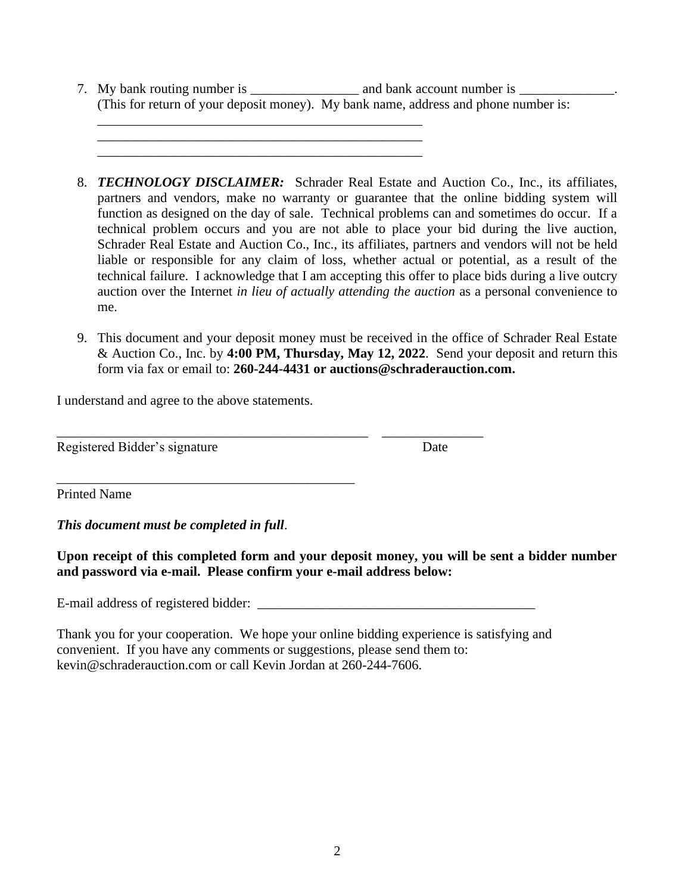7. My bank routing number is ________________ and bank account number is ______________. (This for return of your deposit money). My bank name, address and phone number is:

   __________________________________________________
   __________________________________________________
   __________________________________________________

8. ***TECHNOLOGY DISCLAIMER:*** Schrader Real Estate and Auction Co., Inc., its affiliates, partners and vendors, make no warranty or guarantee that the online bidding system will function as designed on the day of sale. Technical problems can and sometimes do occur. If a technical problem occurs and you are not able to place your bid during the live auction, Schrader Real Estate and Auction Co., Inc., its affiliates, partners and vendors will not be held liable or responsible for any claim of loss, whether actual or potential, as a result of the technical failure. I acknowledge that I am accepting this offer to place bids during a live outcry auction over the Internet *in lieu of actually attending the auction* as a personal convenience to me.

9. This document and your deposit money must be received in the office of Schrader Real Estate & Auction Co., Inc. by **4:00 PM, Thursday, May 12, 2022**. Send your deposit and return this form via fax or email to: **260-244-4431 or auctions@schraderauction.com.**

I understand and agree to the above statements.

_______________________________________________ _______________
Registered Bidder's signature Date

_____________________________________________
Printed Name

***This document must be completed in full***.

**Upon receipt of this completed form and your deposit money, you will be sent a bidder number and password via e-mail. Please confirm your e-mail address below:**

E-mail address of registered bidder: __________________________________________

Thank you for your cooperation. We hope your online bidding experience is satisfying and convenient. If you have any comments or suggestions, please send them to: kevin@schraderauction.com or call Kevin Jordan at 260-244-7606.